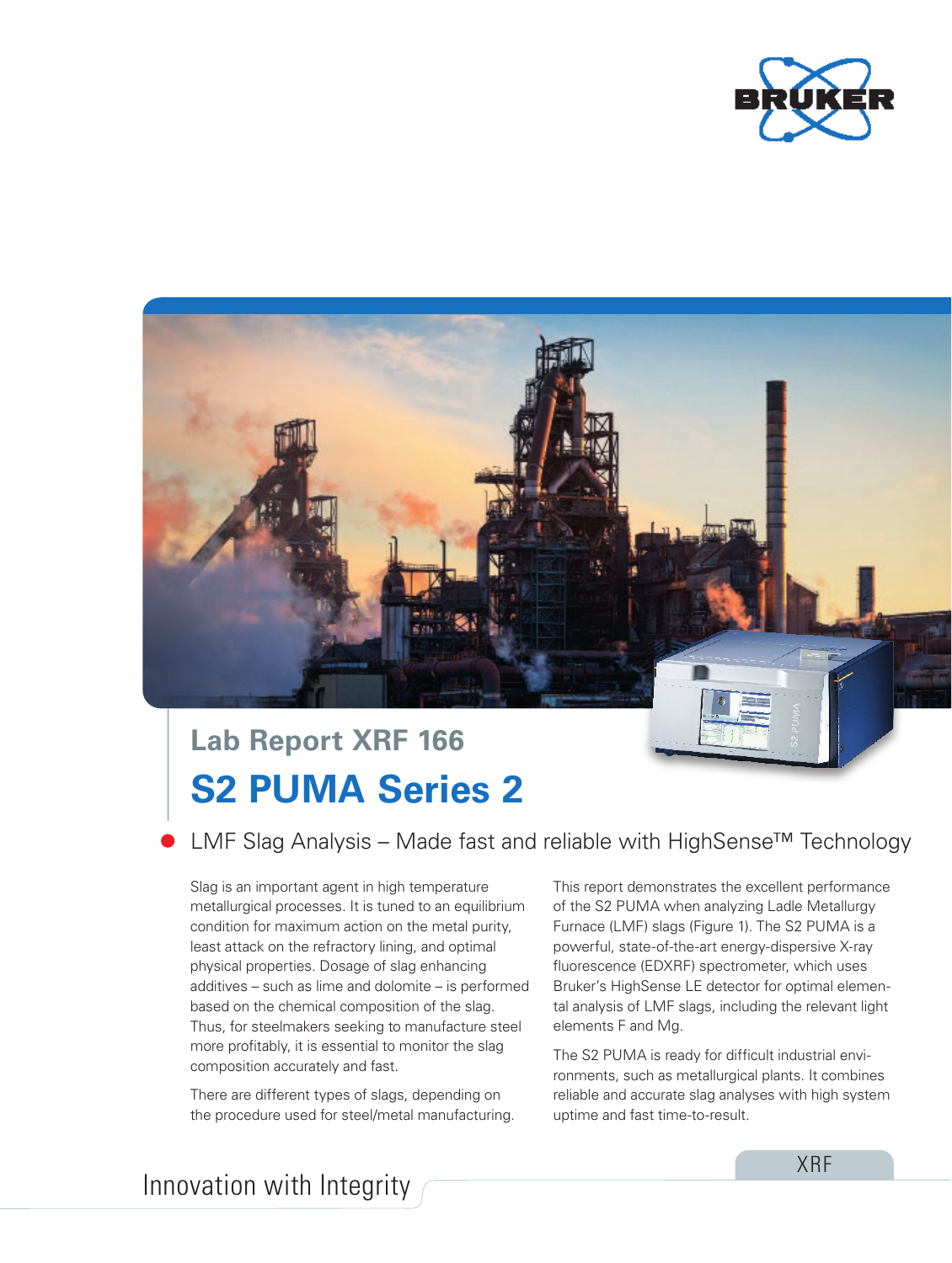Lab Report XRF 166

# S2 PUMA Series 2

## LMF Slag Analysis – Made fast and reliable with HighSense™ Technology

Slag is an important agent in high temperature metallurgical processes. It is tuned to an equilibrium condition for maximum action on the metal purity, least attack on the refractory lining, and optimal physical properties. Dosage of slag enhancing additives – such as lime and dolomite – is performed based on the chemical composition of the slag. Thus, for steelmakers seeking to manufacture steel more profitably, it is essential to monitor the slag composition accurately and fast.

There are different types of slags, depending on the procedure used for steel/metal manufacturing.

This report demonstrates the excellent performance of the S2 PUMA when analyzing Ladle Metallurgy Furnace (LMF) slags (Figure 1). The S2 PUMA is a powerful, state-of-the-art energy-dispersive X-ray fluorescence (EDXRF) spectrometer, which uses Bruker's HighSense LE detector for optimal elemental analysis of LMF slags, including the relevant light elements F and Mg.

The S2 PUMA is ready for difficult industrial environments, such as metallurgical plants. It combines reliable and accurate slag analyses with high system uptime and fast time-to-result.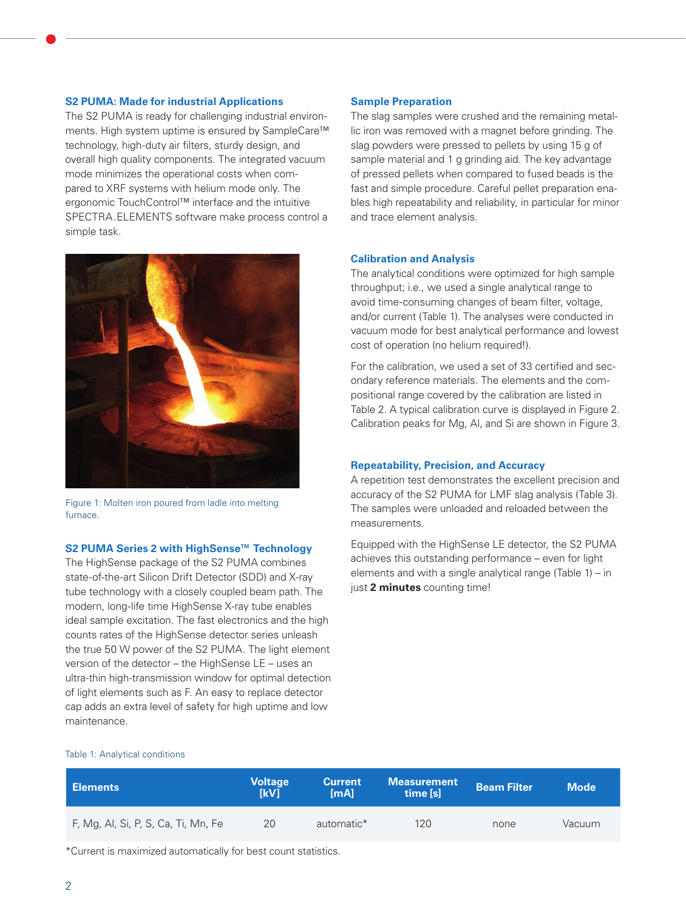## S2 PUMA: Made for industrial Applications

The S2 PUMA is ready for challenging industrial environments. High system uptime is ensured by SampleCare™ technology, high-duty air filters, sturdy design, and overall high quality components. The integrated vacuum mode minimizes the operational costs when compared to XRF systems with helium mode only. The ergonomic TouchControl™ interface and the intuitive SPECTRA.ELEMENTS software make process control a simple task.

Figure 1: Molten iron poured from ladle into melting furnace.

## S2 PUMA Series 2 with HighSense™ Technology

The HighSense package of the S2 PUMA combines state-of-the-art Silicon Drift Detector (SDD) and X-ray tube technology with a closely coupled beam path. The modern, long-life time HighSense X-ray tube enables ideal sample excitation. The fast electronics and the high counts rates of the HighSense detector series unleash the true 50 W power of the S2 PUMA. The light element version of the detector – the HighSense LE – uses an ultra-thin high-transmission window for optimal detection of light elements such as F. An easy to replace detector cap adds an extra level of safety for high uptime and low maintenance.

## Sample Preparation

The slag samples were crushed and the remaining metallic iron was removed with a magnet before grinding. The slag powders were pressed to pellets by using 15 g of sample material and 1 g grinding aid. The key advantage of pressed pellets when compared to fused beads is the fast and simple procedure. Careful pellet preparation enables high repeatability and reliability, in particular for minor and trace element analysis.

## Calibration and Analysis

The analytical conditions were optimized for high sample throughput; i.e., we used a single analytical range to avoid time-consuming changes of beam filter, voltage, and/or current (Table 1). The analyses were conducted in vacuum mode for best analytical performance and lowest cost of operation (no helium required!).

For the calibration, we used a set of 33 certified and secondary reference materials. The elements and the compositional range covered by the calibration are listed in Table 2. A typical calibration curve is displayed in Figure 2. Calibration peaks for Mg, Al, and Si are shown in Figure 3.

## Repeatability, Precision, and Accuracy

A repetition test demonstrates the excellent precision and accuracy of the S2 PUMA for LMF slag analysis (Table 3). The samples were unloaded and reloaded between the measurements.

Equipped with the HighSense LE detector, the S2 PUMA achieves this outstanding performance – even for light elements and with a single analytical range (Table 1) – in just **2 minutes** counting time!

Table 1: Analytical conditions

| Elements | Voltage [kV] | Current [mA] | Measurement time [s] | Beam Filter | Mode |
|---|---|---|---|---|---|
| F, Mg, Al, Si, P, S, Ca, Ti, Mn, Fe | 20 | automatic* | 120 | none | Vacuum |

*Current is maximized automatically for best count statistics.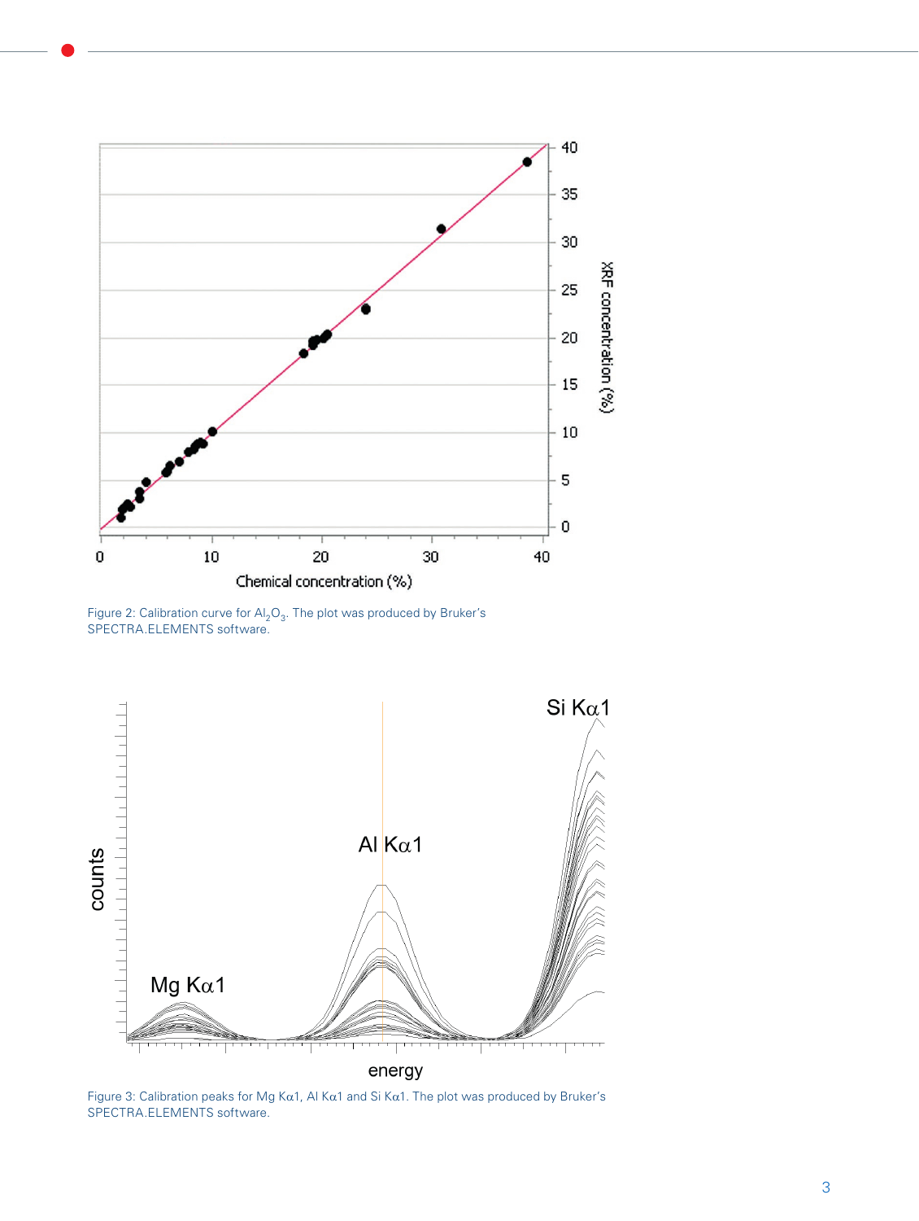Figure 2: Calibration curve for $Al_2O_3$. The plot was produced by Bruker's SPECTRA.ELEMENTS software.

Figure 3: Calibration peaks for Mg Kα1, Al Kα1 and Si Kα1. The plot was produced by Bruker's SPECTRA.ELEMENTS software.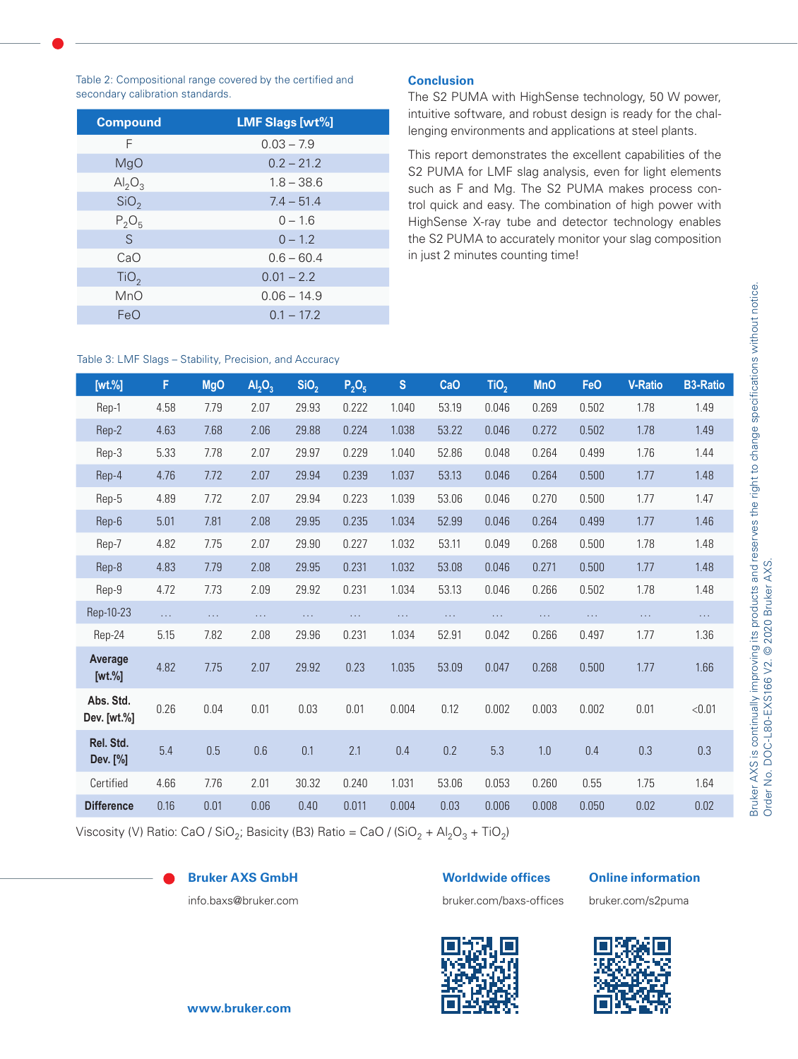Table 2: Compositional range covered by the certified and secondary calibration standards.

| Compound | LMF Slags [wt%] |
| --- | --- |
| F | 0.03 – 7.9 |
| MgO | 0.2 – 21.2 |
| $Al_2O_3$ | 1.8 – 38.6 |
| $SiO_2$ | 7.4 – 51.4 |
| $P_2O_5$ | 0 – 1.6 |
| S | 0 – 1.2 |
| CaO | 0.6 – 60.4 |
| $TiO_2$ | 0.01 – 2.2 |
| MnO | 0.06 – 14.9 |
| FeO | 0.1 – 17.2 |

## Conclusion

The S2 PUMA with HighSense technology, 50 W power, intuitive software, and robust design is ready for the challenging environments and applications at steel plants.

This report demonstrates the excellent capabilities of the S2 PUMA for LMF slag analysis, even for light elements such as F and Mg. The S2 PUMA makes process control quick and easy. The combination of high power with HighSense X-ray tube and detector technology enables the S2 PUMA to accurately monitor your slag composition in just 2 minutes counting time!

Table 3: LMF Slags – Stability, Precision, and Accuracy

| [wt.%] | F | MgO | $Al_2O_3$ | $SiO_2$ | $P_2O_5$ | S | CaO | $TiO_2$ | MnO | FeO | V-Ratio | B3-Ratio |
| --- | --- | --- | --- | --- | --- | --- | --- | --- | --- | --- | --- | --- |
| Rep-1 | 4.58 | 7.79 | 2.07 | 29.93 | 0.222 | 1.040 | 53.19 | 0.046 | 0.269 | 0.502 | 1.78 | 1.49 |
| Rep-2 | 4.63 | 7.68 | 2.06 | 29.88 | 0.224 | 1.038 | 53.22 | 0.046 | 0.272 | 0.502 | 1.78 | 1.49 |
| Rep-3 | 5.33 | 7.78 | 2.07 | 29.97 | 0.229 | 1.040 | 52.86 | 0.048 | 0.264 | 0.499 | 1.76 | 1.44 |
| Rep-4 | 4.76 | 7.72 | 2.07 | 29.94 | 0.239 | 1.037 | 53.13 | 0.046 | 0.264 | 0.500 | 1.77 | 1.48 |
| Rep-5 | 4.89 | 7.72 | 2.07 | 29.94 | 0.223 | 1.039 | 53.06 | 0.046 | 0.270 | 0.500 | 1.77 | 1.47 |
| Rep-6 | 5.01 | 7.81 | 2.08 | 29.95 | 0.235 | 1.034 | 52.99 | 0.046 | 0.264 | 0.499 | 1.77 | 1.46 |
| Rep-7 | 4.82 | 7.75 | 2.07 | 29.90 | 0.227 | 1.032 | 53.11 | 0.049 | 0.268 | 0.500 | 1.78 | 1.48 |
| Rep-8 | 4.83 | 7.79 | 2.08 | 29.95 | 0.231 | 1.032 | 53.08 | 0.046 | 0.271 | 0.500 | 1.77 | 1.48 |
| Rep-9 | 4.72 | 7.73 | 2.09 | 29.92 | 0.231 | 1.034 | 53.13 | 0.046 | 0.266 | 0.502 | 1.78 | 1.48 |
| Rep-10-23 | ... | ... | ... | ... | ... | ... | ... | ... | ... | ... | ... | ... |
| Rep-24 | 5.15 | 7.82 | 2.08 | 29.96 | 0.231 | 1.034 | 52.91 | 0.042 | 0.266 | 0.497 | 1.77 | 1.36 |
| **Average [wt.%]** | 4.82 | 7.75 | 2.07 | 29.92 | 0.23 | 1.035 | 53.09 | 0.047 | 0.268 | 0.500 | 1.77 | 1.66 |
| **Abs. Std. Dev. [wt.%]** | 0.26 | 0.04 | 0.01 | 0.03 | 0.01 | 0.004 | 0.12 | 0.002 | 0.003 | 0.002 | 0.01 | <0.01 |
| **Rel. Std. Dev. [%]** | 5.4 | 0.5 | 0.6 | 0.1 | 2.1 | 0.4 | 0.2 | 5.3 | 1.0 | 0.4 | 0.3 | 0.3 |
| Certified | 4.66 | 7.76 | 2.01 | 30.32 | 0.240 | 1.031 | 53.06 | 0.053 | 0.260 | 0.55 | 1.75 | 1.64 |
| **Difference** | 0.16 | 0.01 | 0.06 | 0.40 | 0.011 | 0.004 | 0.03 | 0.006 | 0.008 | 0.050 | 0.02 | 0.02 |

Viscosity (V) Ratio: CaO / $SiO_2$; Basicity (B3) Ratio = CaO / ($SiO_2$ + $Al_2O_3$ + $TiO_2$)

**Bruker AXS GmbH**

info.baxs@bruker.com

**Worldwide offices**

bruker.com/baxs-offices

**Online information**

bruker.com/s2puma

**www.bruker.com**

Bruker AXS is continually improving its products and reserves the right to change specifications without notice. Order No. DOC-L80-EXS166 V2. © 2020 Bruker AXS.